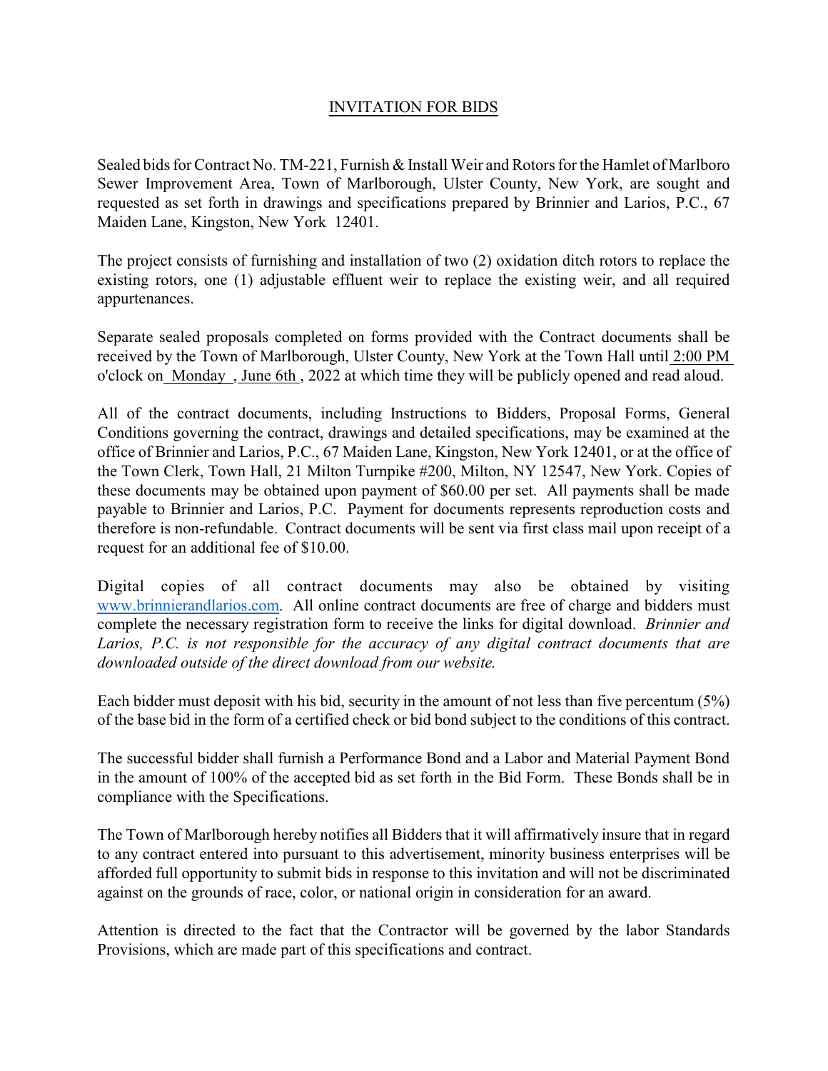## INVITATION FOR BIDS

Sealed bids for Contract No. TM-221, Furnish & Install Weir and Rotors for the Hamlet of Marlboro Sewer Improvement Area, Town of Marlborough, Ulster County, New York, are sought and requested as set forth in drawings and specifications prepared by Brinnier and Larios, P.C., 67 Maiden Lane, Kingston, New York 12401.

The project consists of furnishing and installation of two (2) oxidation ditch rotors to replace the existing rotors, one (1) adjustable effluent weir to replace the existing weir, and all required appurtenances.

Separate sealed proposals completed on forms provided with the Contract documents shall be received by the Town of Marlborough, Ulster County, New York at the Town Hall until 2:00 PM o'clock on Monday, June 6th, 2022 at which time they will be publicly opened and read aloud.

All of the contract documents, including Instructions to Bidders, Proposal Forms, General Conditions governing the contract, drawings and detailed specifications, may be examined at the office of Brinnier and Larios, P.C., 67 Maiden Lane, Kingston, New York 12401, or at the office of the Town Clerk, Town Hall, 21 Milton Turnpike #200, Milton, NY 12547, New York. Copies of these documents may be obtained upon payment of $60.00 per set. All payments shall be made payable to Brinnier and Larios, P.C. Payment for documents represents reproduction costs and therefore is non-refundable. Contract documents will be sent via first class mail upon receipt of a request for an additional fee of $10.00.

Digital copies of all contract documents may also be obtained by visiting www.brinnierandlarios.com. All online contract documents are free of charge and bidders must complete the necessary registration form to receive the links for digital download. *Brinnier and Larios, P.C. is not responsible for the accuracy of any digital contract documents that are downloaded outside of the direct download from our website.*

Each bidder must deposit with his bid, security in the amount of not less than five percentum (5%) of the base bid in the form of a certified check or bid bond subject to the conditions of this contract.

The successful bidder shall furnish a Performance Bond and a Labor and Material Payment Bond in the amount of 100% of the accepted bid as set forth in the Bid Form. These Bonds shall be in compliance with the Specifications.

The Town of Marlborough hereby notifies all Bidders that it will affirmatively insure that in regard to any contract entered into pursuant to this advertisement, minority business enterprises will be afforded full opportunity to submit bids in response to this invitation and will not be discriminated against on the grounds of race, color, or national origin in consideration for an award.

Attention is directed to the fact that the Contractor will be governed by the labor Standards Provisions, which are made part of this specifications and contract.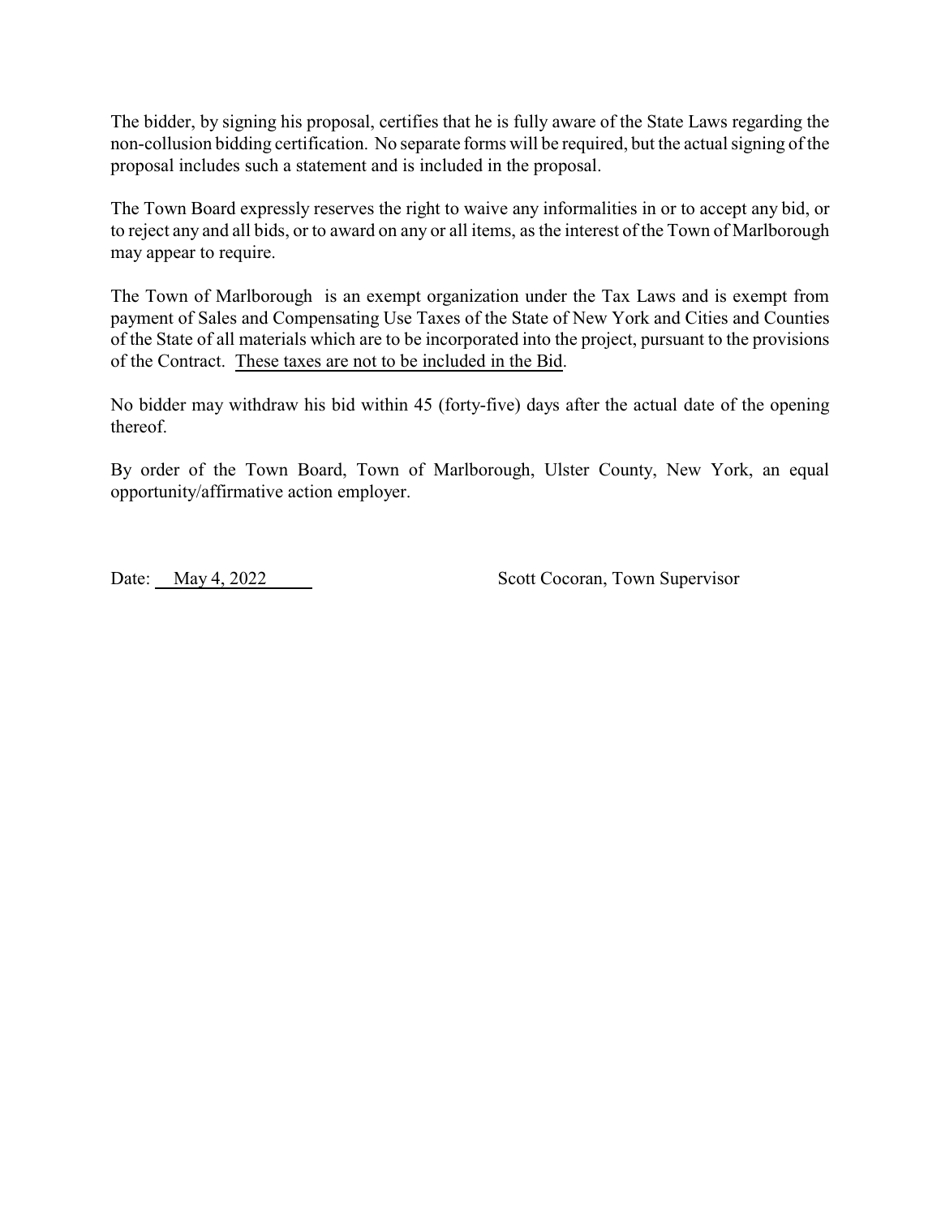The bidder, by signing his proposal, certifies that he is fully aware of the State Laws regarding the non-collusion bidding certification. No separate forms will be required, but the actual signing of the proposal includes such a statement and is included in the proposal.

The Town Board expressly reserves the right to waive any informalities in or to accept any bid, or to reject any and all bids, or to award on any or all items, as the interest of the Town of Marlborough may appear to require.

The Town of Marlborough is an exempt organization under the Tax Laws and is exempt from payment of Sales and Compensating Use Taxes of the State of New York and Cities and Counties of the State of all materials which are to be incorporated into the project, pursuant to the provisions of the Contract. <u>These taxes are not to be included in the Bid</u>.

No bidder may withdraw his bid within 45 (forty-five) days after the actual date of the opening thereof.

By order of the Town Board, Town of Marlborough, Ulster County, New York, an equal opportunity/affirmative action employer.

Date: May 4, 2022

Scott Cocoran, Town Supervisor